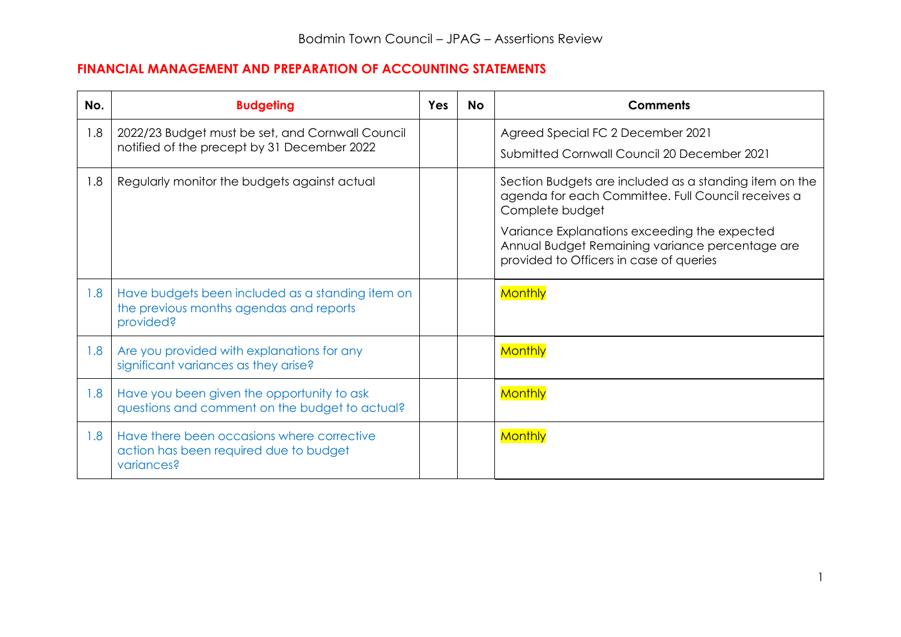Bodmin Town Council – JPAG – Assertions Review

## FINANCIAL MANAGEMENT AND PREPARATION OF ACCOUNTING STATEMENTS

| No. | Budgeting | Yes | No | Comments |
|---|---|---|---|---|
| 1.8 | 2022/23 Budget must be set, and Cornwall Council notified of the precept by 31 December 2022 | | | Agreed Special FC 2 December 2021<br>Submitted Cornwall Council 20 December 2021 |
| 1.8 | Regularly monitor the budgets against actual | | | Section Budgets are included as a standing item on the agenda for each Committee. Full Council receives a Complete budget<br>Variance Explanations exceeding the expected Annual Budget Remaining variance percentage are provided to Officers in case of queries |
| 1.8 | Have budgets been included as a standing item on the previous months agendas and reports provided? | | | Monthly |
| 1.8 | Are you provided with explanations for any significant variances as they arise? | | | Monthly |
| 1.8 | Have you been given the opportunity to ask questions and comment on the budget to actual? | | | Monthly |
| 1.8 | Have there been occasions where corrective action has been required due to budget variances? | | | Monthly |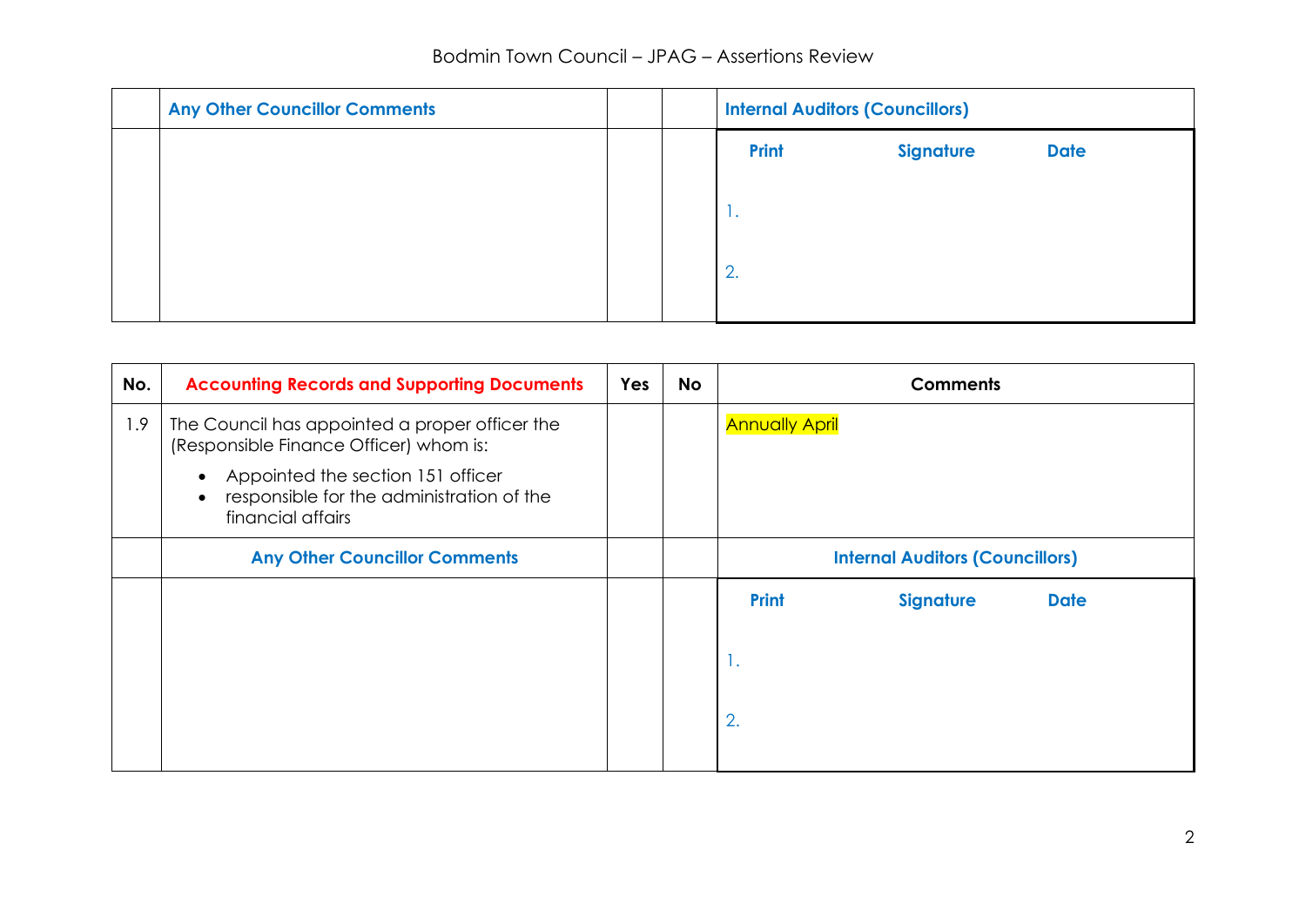| | Any Other Councillor Comments | | | Internal Auditors (Councillors) | | |
|---|---|---|---|---|---|---|
| | | | | Print | Signature | Date |
| | | | | 1. | | |
| | | | | 2. | | |

| No. | Accounting Records and Supporting Documents | Yes | No | Comments | | |
|---|---|---|---|---|---|---|
| 1.9 | The Council has appointed a proper officer the (Responsible Finance Officer) whom is:<br>• Appointed the section 151 officer<br>• responsible for the administration of the financial affairs | | | Annually April | | |
| | Any Other Councillor Comments | | | Internal Auditors (Councillors) | | |
| | | | | Print | Signature | Date |
| | | | | 1. | | |
| | | | | 2. | | |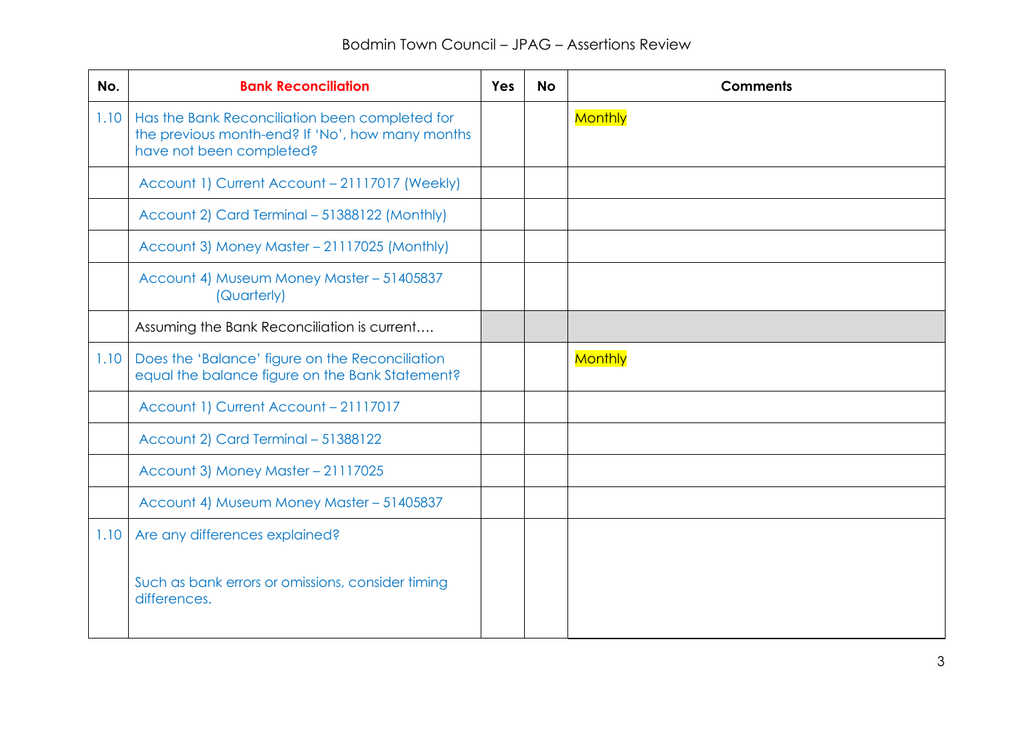| No. | Bank Reconciliation | Yes | No | Comments |
|---|---|---|---|---|
| 1.10 | Has the Bank Reconciliation been completed for the previous month-end? If 'No', how many months have not been completed? | | | Monthly |
| | Account 1) Current Account – 21117017 (Weekly) | | | |
| | Account 2) Card Terminal – 51388122 (Monthly) | | | |
| | Account 3) Money Master – 21117025 (Monthly) | | | |
| | Account 4) Museum Money Master – 51405837 (Quarterly) | | | |
| | Assuming the Bank Reconciliation is current…. | | | |
| 1.10 | Does the 'Balance' figure on the Reconciliation equal the balance figure on the Bank Statement? | | | Monthly |
| | Account 1) Current Account – 21117017 | | | |
| | Account 2) Card Terminal – 51388122 | | | |
| | Account 3) Money Master – 21117025 | | | |
| | Account 4) Museum Money Master – 51405837 | | | |
| 1.10 | Are any differences explained?<br><br>Such as bank errors or omissions, consider timing differences. | | | |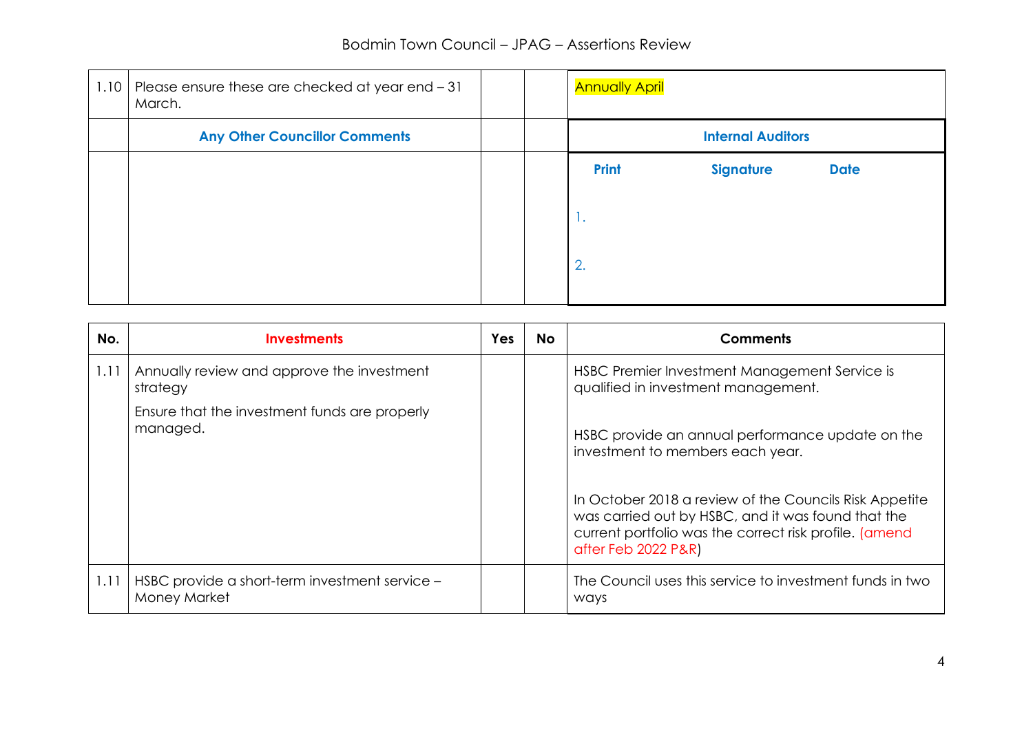| | | | | |
|---|---|---|---|---|
| 1.10 | Please ensure these are checked at year end – 31 March. | | | Annually April |
| | **Any Other Councillor Comments** | | | **Internal Auditors** |
| | | | | **Print** **Signature** **Date**<br><br>1.<br><br>2. |

| No. | Investments | Yes | No | Comments |
|---|---|---|---|---|
| 1.11 | Annually review and approve the investment strategy<br><br>Ensure that the investment funds are properly managed. | | | HSBC Premier Investment Management Service is qualified in investment management.<br><br>HSBC provide an annual performance update on the investment to members each year.<br><br>In October 2018 a review of the Councils Risk Appetite was carried out by HSBC, and it was found that the current portfolio was the correct risk profile. (amend after Feb 2022 P&R) |
| 1.11 | HSBC provide a short-term investment service – Money Market | | | The Council uses this service to investment funds in two ways |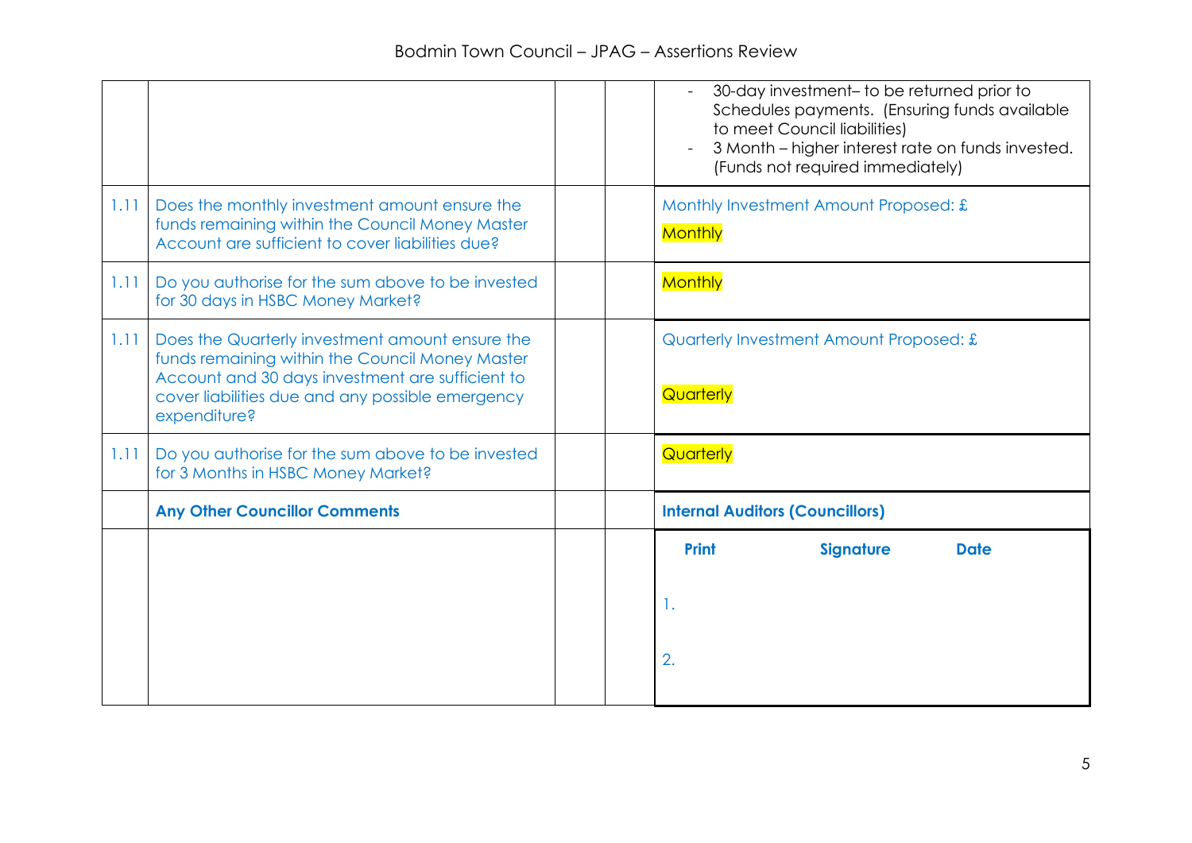| | | | | |
|---|---|---|---|---|
| | | | | - 30-day investment– to be returned prior to Schedules payments. (Ensuring funds available to meet Council liabilities)<br>- 3 Month – higher interest rate on funds invested. (Funds not required immediately) |
| 1.11 | Does the monthly investment amount ensure the funds remaining within the Council Money Master Account are sufficient to cover liabilities due? | | | Monthly Investment Amount Proposed: £<br>Monthly |
| 1.11 | Do you authorise for the sum above to be invested for 30 days in HSBC Money Market? | | | Monthly |
| 1.11 | Does the Quarterly investment amount ensure the funds remaining within the Council Money Master Account and 30 days investment are sufficient to cover liabilities due and any possible emergency expenditure? | | | Quarterly Investment Amount Proposed: £<br>Quarterly |
| 1.11 | Do you authorise for the sum above to be invested for 3 Months in HSBC Money Market? | | | Quarterly |
| | **Any Other Councillor Comments** | | | **Internal Auditors (Councillors)** |
| | | | | **Print** **Signature** **Date**<br>1.<br>2. |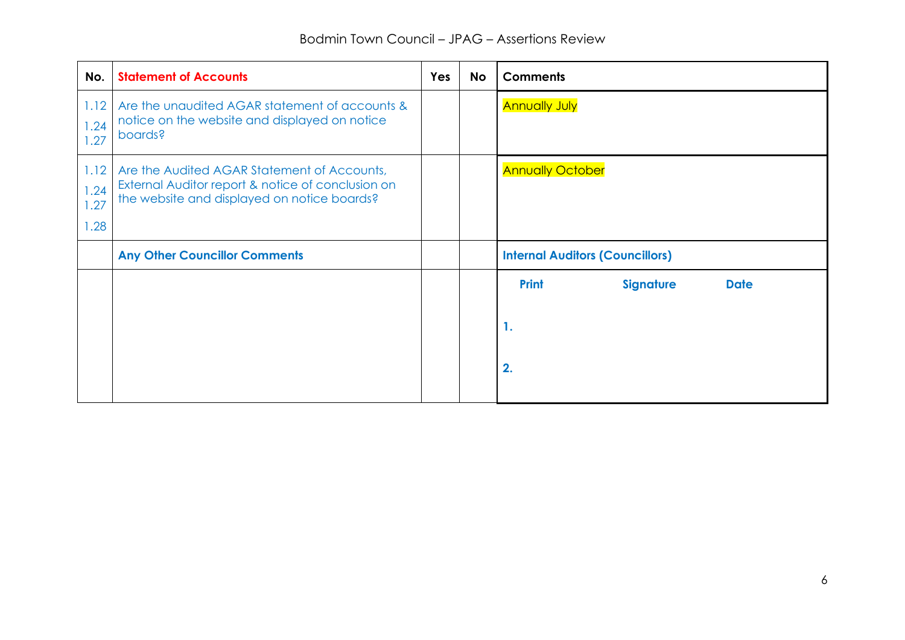| No. | Statement of Accounts | Yes | No | Comments |
|---|---|---|---|---|
| 1.12<br>1.24<br>1.27 | Are the unaudited AGAR statement of accounts & notice on the website and displayed on notice boards? | | | Annually July |
| 1.12<br>1.24<br>1.27<br>1.28 | Are the Audited AGAR Statement of Accounts, External Auditor report & notice of conclusion on the website and displayed on notice boards? | | | Annually October |
| | **Any Other Councillor Comments** | | | **Internal Auditors (Councillors)** |
| | | | | **Print** **Signature** **Date**<br><br>**1.**<br><br>**2.** |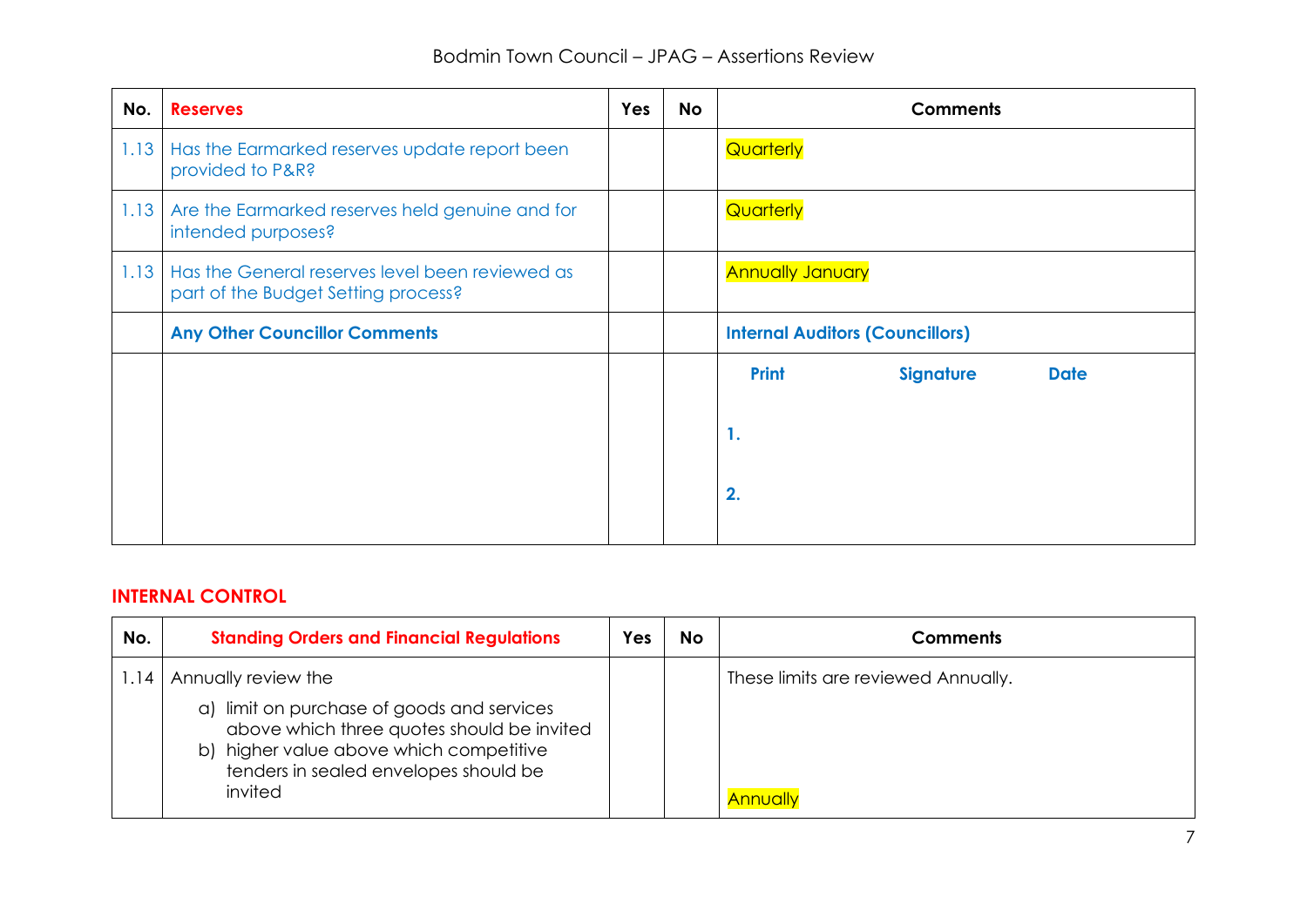| No. | Reserves | Yes | No | Comments |
|---|---|---|---|---|
| 1.13 | Has the Earmarked reserves update report been provided to P&R? | | | Quarterly |
| 1.13 | Are the Earmarked reserves held genuine and for intended purposes? | | | Quarterly |
| 1.13 | Has the General reserves level been reviewed as part of the Budget Setting process? | | | Annually January |
| | **Any Other Councillor Comments** | | | **Internal Auditors (Councillors)** |
| | | | | **Print** **Signature** **Date**<br><br>**1.**<br><br>**2.** |

## INTERNAL CONTROL

| No. | Standing Orders and Financial Regulations | Yes | No | Comments |
|---|---|---|---|---|
| 1.14 | Annually review the<br>a) limit on purchase of goods and services above which three quotes should be invited<br>b) higher value above which competitive tenders in sealed envelopes should be invited | | | These limits are reviewed Annually.<br><br>Annually |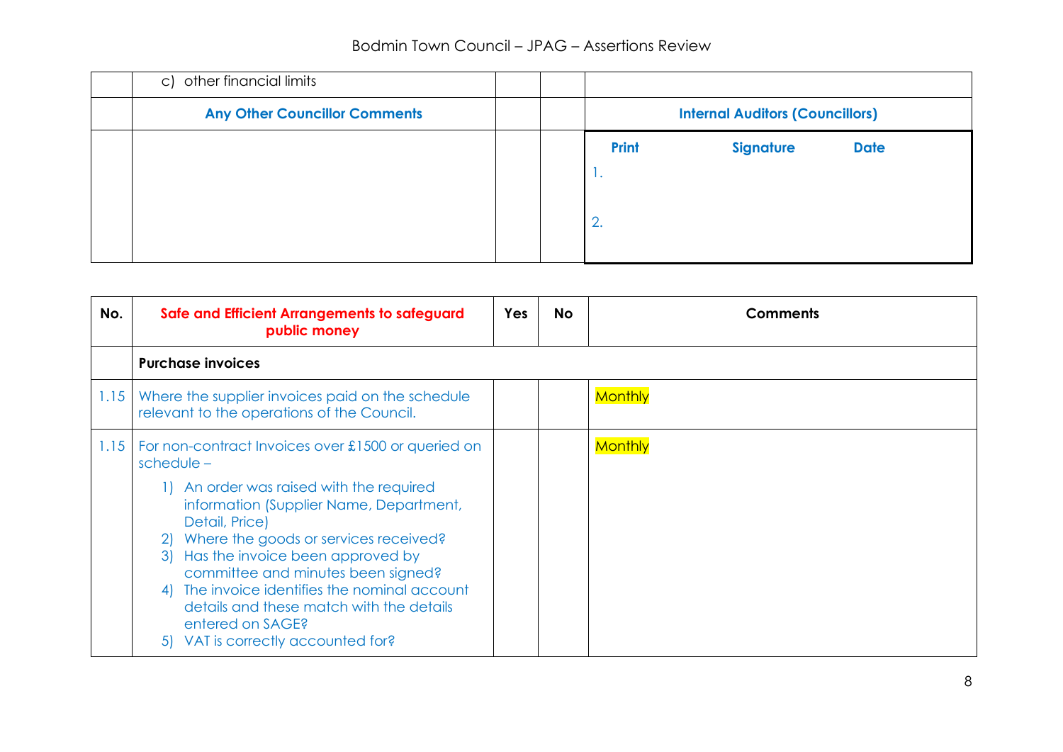| | | | | |
|---|---|---|---|---|
| | c) other financial limits | | | |
| | **Any Other Councillor Comments** | | | **Internal Auditors (Councillors)** |
| | | | | **Print** **Signature** **Date**<br>1.<br><br>2. |

| No. | Safe and Efficient Arrangements to safeguard public money | Yes | No | Comments |
|---|---|---|---|---|
| | **Purchase invoices** | | | |
| 1.15 | Where the supplier invoices paid on the schedule relevant to the operations of the Council. | | | Monthly |
| 1.15 | For non-contract Invoices over £1500 or queried on schedule –<br>1) An order was raised with the required information (Supplier Name, Department, Detail, Price)<br>2) Where the goods or services received?<br>3) Has the invoice been approved by committee and minutes been signed?<br>4) The invoice identifies the nominal account details and these match with the details entered on SAGE?<br>5) VAT is correctly accounted for? | | | Monthly |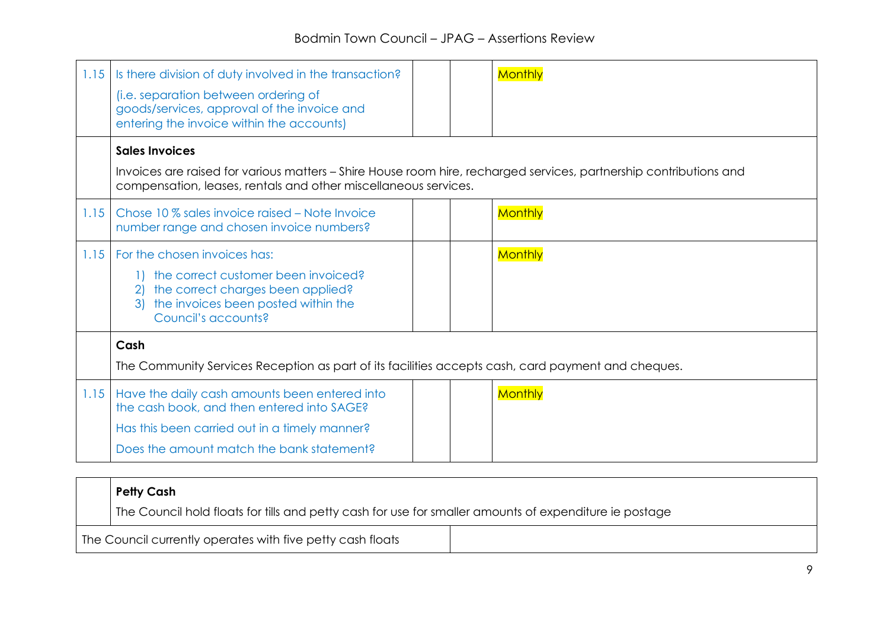| | | | | |
|---|---|---|---|---|
| 1.15 | Is there division of duty involved in the transaction?<br><br>(i.e. separation between ordering of goods/services, approval of the invoice and entering the invoice within the accounts) | | | Monthly |
| | **Sales Invoices**<br><br>Invoices are raised for various matters – Shire House room hire, recharged services, partnership contributions and compensation, leases, rentals and other miscellaneous services. | | | |
| 1.15 | Chose 10 % sales invoice raised – Note Invoice number range and chosen invoice numbers? | | | Monthly |
| 1.15 | For the chosen invoices has:<br><br>1) the correct customer been invoiced?<br>2) the correct charges been applied?<br>3) the invoices been posted within the Council's accounts? | | | Monthly |
| | **Cash**<br><br>The Community Services Reception as part of its facilities accepts cash, card payment and cheques. | | | |
| 1.15 | Have the daily cash amounts been entered into the cash book, and then entered into SAGE?<br><br>Has this been carried out in a timely manner?<br><br>Does the amount match the bank statement? | | | Monthly |

| | |
|---|---|
| | **Petty Cash**<br><br>The Council hold floats for tills and petty cash for use for smaller amounts of expenditure ie postage |
| The Council currently operates with five petty cash floats | |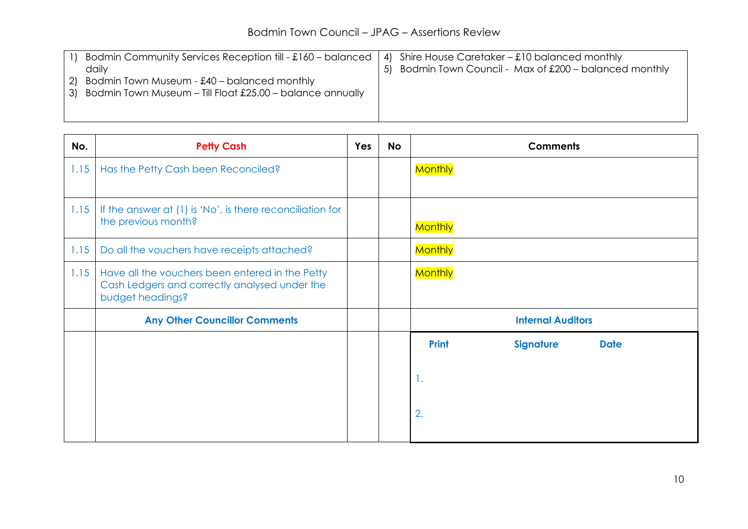Bodmin Town Council – JPAG – Assertions Review

| | |
|---|---|
| 1) Bodmin Community Services Reception till - £160 – balanced daily<br>2) Bodmin Town Museum - £40 – balanced monthly<br>3) Bodmin Town Museum – Till Float £25.00 – balance annually | 4) Shire House Caretaker – £10 balanced monthly<br>5) Bodmin Town Council - Max of £200 – balanced monthly |

| No. | Petty Cash | Yes | No | Comments |
|---|---|---|---|---|
| 1.15 | Has the Petty Cash been Reconciled? | | | Monthly |
| 1.15 | If the answer at (1) is 'No', is there reconciliation for the previous month? | | | Monthly |
| 1.15 | Do all the vouchers have receipts attached? | | | Monthly |
| 1.15 | Have all the vouchers been entered in the Petty Cash Ledgers and correctly analysed under the budget headings? | | | Monthly |
| | **Any Other Councillor Comments** | | | **Internal Auditors** |
| | | | | **Print** **Signature** **Date**<br>1.<br>2. |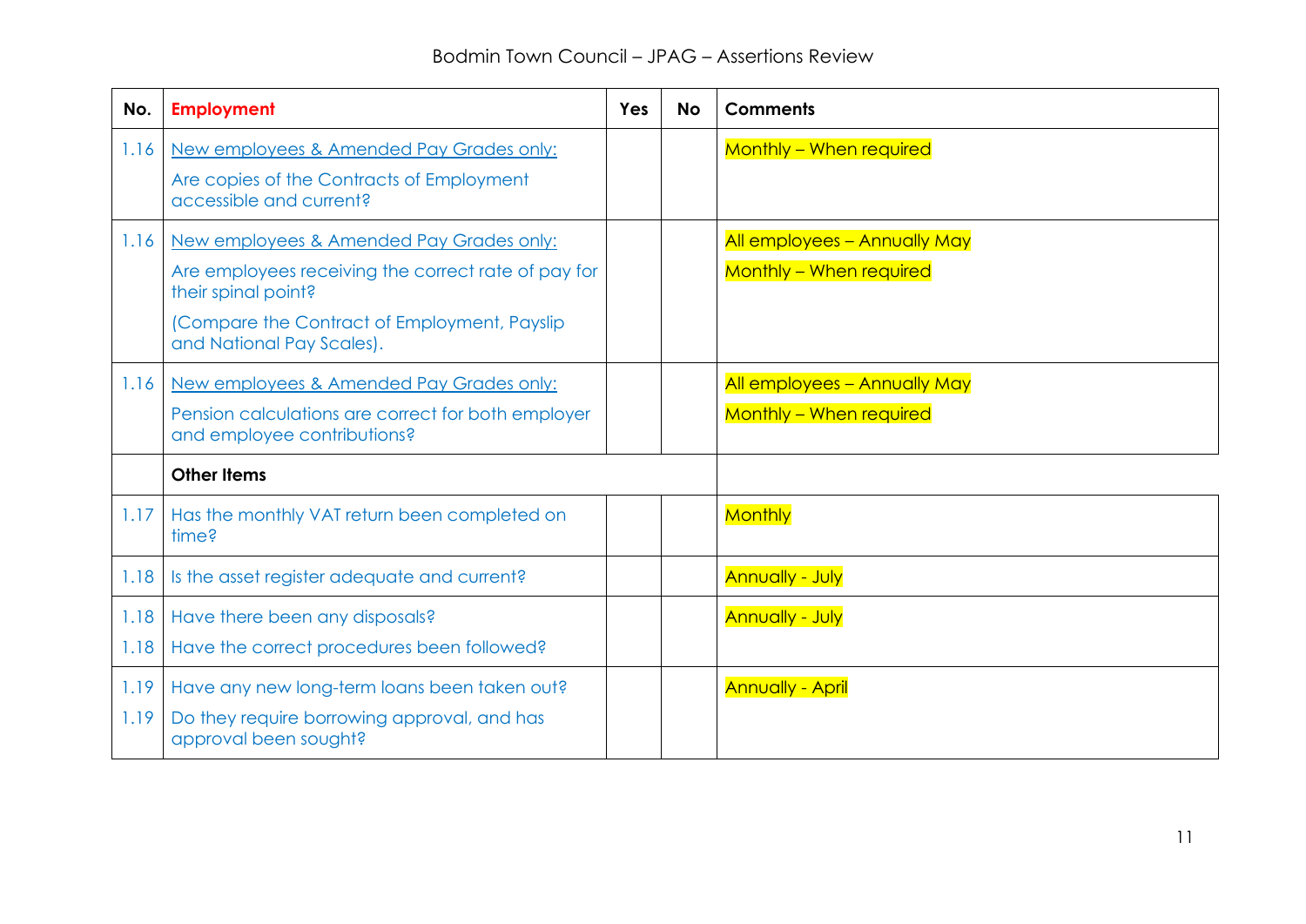| No. | Employment | Yes | No | Comments |
|---|---|---|---|---|
| 1.16 | New employees & Amended Pay Grades only:<br>Are copies of the Contracts of Employment accessible and current? | | | Monthly – When required |
| 1.16 | New employees & Amended Pay Grades only:<br>Are employees receiving the correct rate of pay for their spinal point?<br>(Compare the Contract of Employment, Payslip and National Pay Scales). | | | All employees – Annually May<br>Monthly – When required |
| 1.16 | New employees & Amended Pay Grades only:<br>Pension calculations are correct for both employer and employee contributions? | | | All employees – Annually May<br>Monthly – When required |
| | **Other Items** | | | |
| 1.17 | Has the monthly VAT return been completed on time? | | | Monthly |
| 1.18 | Is the asset register adequate and current? | | | Annually - July |
| 1.18<br>1.18 | Have there been any disposals?<br>Have the correct procedures been followed? | | | Annually - July |
| 1.19<br>1.19 | Have any new long-term loans been taken out?<br>Do they require borrowing approval, and has approval been sought? | | | Annually - April |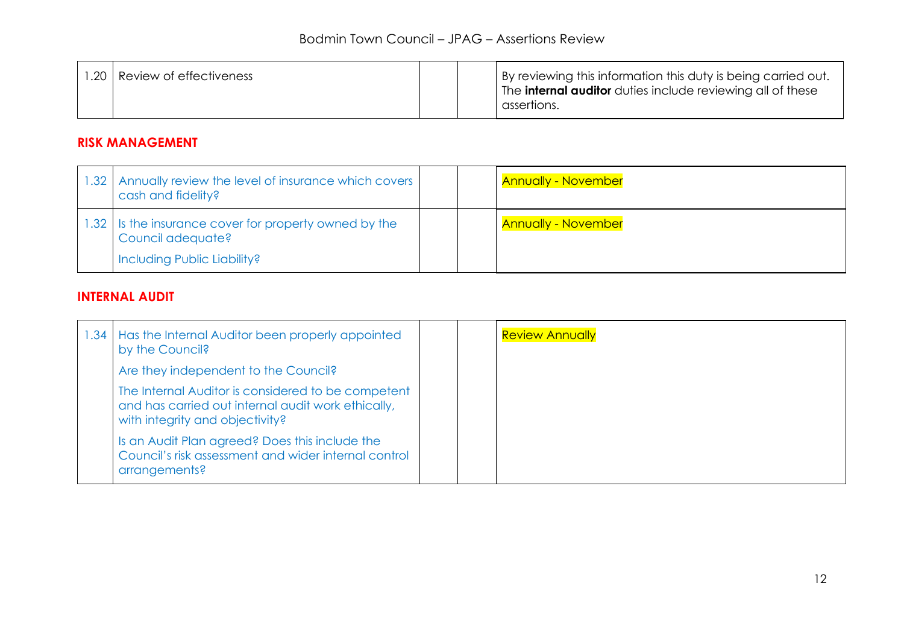| 1.20 | Review of effectiveness | | | By reviewing this information this duty is being carried out. The **internal auditor** duties include reviewing all of these assertions. |
|---|---|---|---|---|

## RISK MANAGEMENT

| 1.32 | Annually review the level of insurance which covers cash and fidelity? | | | Annually - November |
|---|---|---|---|---|
| 1.32 | Is the insurance cover for property owned by the Council adequate?<br>Including Public Liability? | | | Annually - November |

## INTERNAL AUDIT

| 1.34 | Has the Internal Auditor been properly appointed by the Council?<br>Are they independent to the Council?<br>The Internal Auditor is considered to be competent and has carried out internal audit work ethically, with integrity and objectivity?<br>Is an Audit Plan agreed? Does this include the Council's risk assessment and wider internal control arrangements? | | | Review Annually |
|---|---|---|---|---|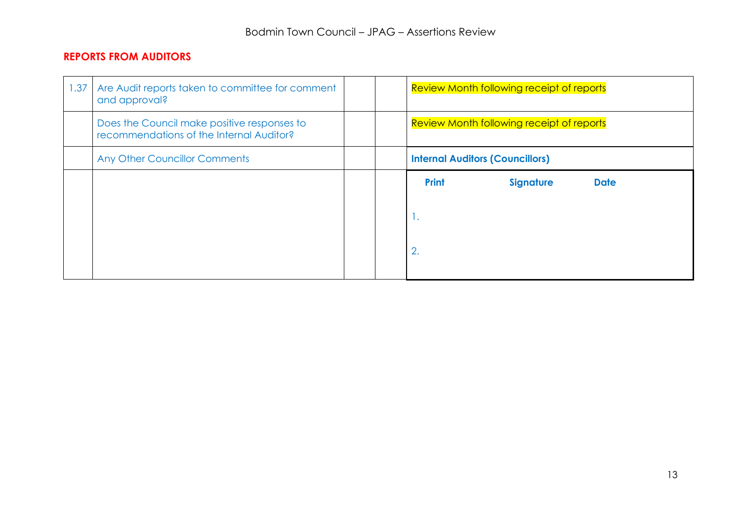## REPORTS FROM AUDITORS

| | | | | |
|---|---|---|---|---|
| 1.37 | Are Audit reports taken to committee for comment and approval? | | | Review Month following receipt of reports |
| | Does the Council make positive responses to recommendations of the Internal Auditor? | | | Review Month following receipt of reports |
| | Any Other Councillor Comments | | | **Internal Auditors (Councillors)** |
| | | | | **Print** **Signature** **Date**<br><br>1.<br><br>2. |